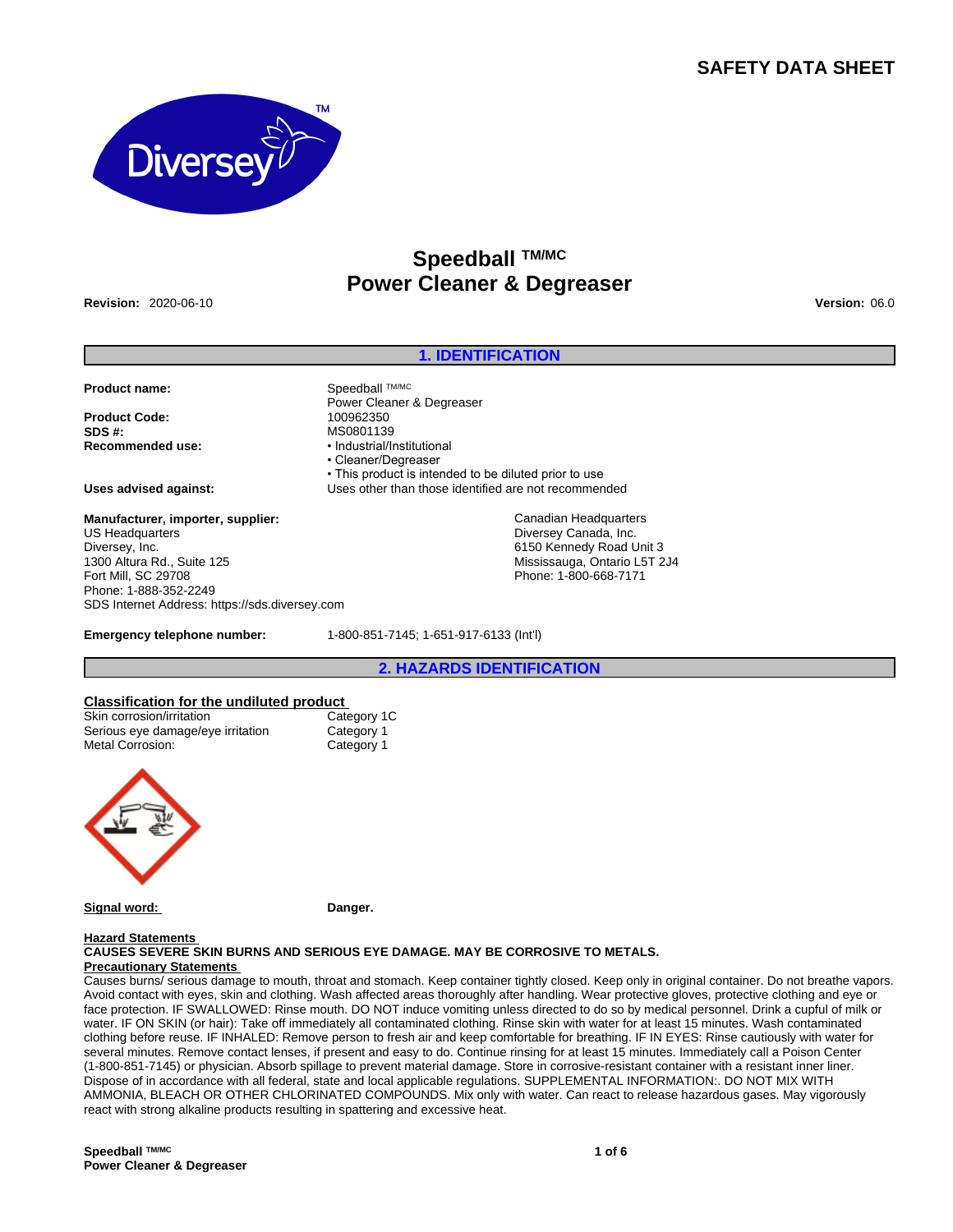# SAFETY DATA SHEET

# Speedball TM/MC Power Cleaner & Degreaser

**Revision:** 2020-06-10 **Version:** 06.0

## 1. IDENTIFICATION

| | |
|---|---|
| **Product name:** | Speedball TM/MC Power Cleaner & Degreaser |
| **Product Code:** | 100962350 |
| **SDS #:** | MS0801139 |
| **Recommended use:** | • Industrial/Institutional<br>• Cleaner/Degreaser<br>• This product is intended to be diluted prior to use |
| **Uses advised against:** | Uses other than those identified are not recommended |

**Manufacturer, importer, supplier:**
US Headquarters
Diversey, Inc.
1300 Altura Rd., Suite 125
Fort Mill, SC 29708
Phone: 1-888-352-2249
SDS Internet Address: https://sds.diversey.com

Canadian Headquarters
Diversey Canada, Inc.
6150 Kennedy Road Unit 3
Mississauga, Ontario L5T 2J4
Phone: 1-800-668-7171

**Emergency telephone number:** 1-800-851-7145; 1-651-917-6133 (Int'l)

## 2. HAZARDS IDENTIFICATION

**Classification for the undiluted product**

| | |
|---|---|
| Skin corrosion/irritation | Category 1C |
| Serious eye damage/eye irritation | Category 1 |
| Metal Corrosion: | Category 1 |

**Signal word:** **Danger.**

**Hazard Statements**

**CAUSES SEVERE SKIN BURNS AND SERIOUS EYE DAMAGE. MAY BE CORROSIVE TO METALS.**

**Precautionary Statements**

Causes burns/ serious damage to mouth, throat and stomach. Keep container tightly closed. Keep only in original container. Do not breathe vapors. Avoid contact with eyes, skin and clothing. Wash affected areas thoroughly after handling. Wear protective gloves, protective clothing and eye or face protection. IF SWALLOWED: Rinse mouth. DO NOT induce vomiting unless directed to do so by medical personnel. Drink a cupful of milk or water. IF ON SKIN (or hair): Take off immediately all contaminated clothing. Rinse skin with water for at least 15 minutes. Wash contaminated clothing before reuse. IF INHALED: Remove person to fresh air and keep comfortable for breathing. IF IN EYES: Rinse cautiously with water for several minutes. Remove contact lenses, if present and easy to do. Continue rinsing for at least 15 minutes. Immediately call a Poison Center (1-800-851-7145) or physician. Absorb spillage to prevent material damage. Store in corrosive-resistant container with a resistant inner liner. Dispose of in accordance with all federal, state and local applicable regulations. SUPPLEMENTAL INFORMATION:. DO NOT MIX WITH AMMONIA, BLEACH OR OTHER CHLORINATED COMPOUNDS. Mix only with water. Can react to release hazardous gases. May vigorously react with strong alkaline products resulting in spattering and excessive heat.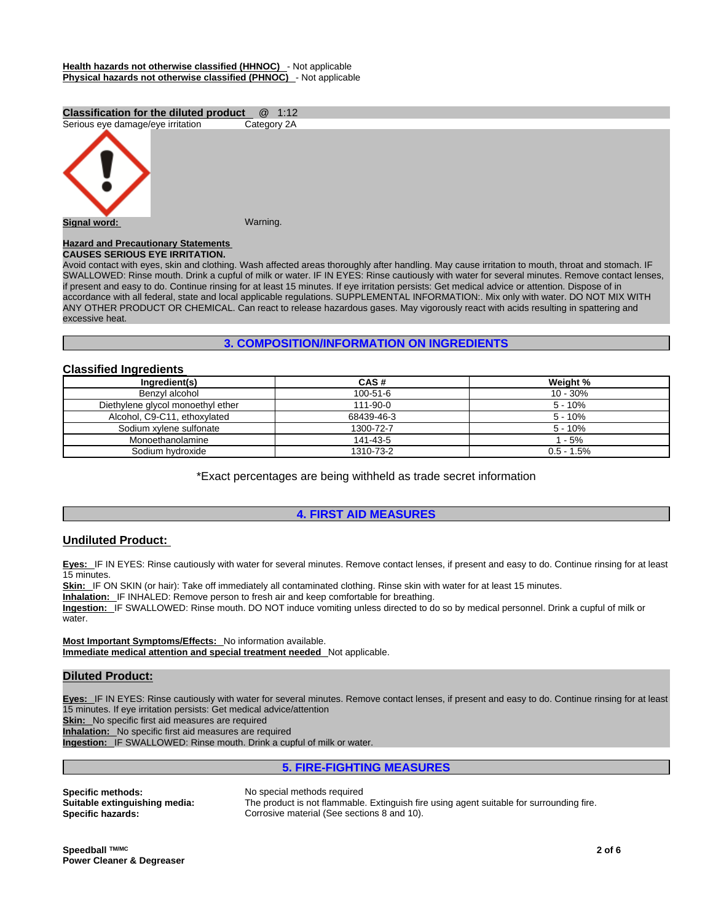**Health hazards not otherwise classified (HHNOC)** - Not applicable
**Physical hazards not otherwise classified (PHNOC)** - Not applicable

**Classification for the diluted product** @ 1:12

Serious eye damage/eye irritation Category 2A

**Signal word:** Warning.

**Hazard and Precautionary Statements**
**CAUSES SERIOUS EYE IRRITATION.**
Avoid contact with eyes, skin and clothing. Wash affected areas thoroughly after handling. May cause irritation to mouth, throat and stomach. IF SWALLOWED: Rinse mouth. Drink a cupful of milk or water. IF IN EYES: Rinse cautiously with water for several minutes. Remove contact lenses, if present and easy to do. Continue rinsing for at least 15 minutes. If eye irritation persists: Get medical advice or attention. Dispose of in accordance with all federal, state and local applicable regulations. SUPPLEMENTAL INFORMATION:. Mix only with water. DO NOT MIX WITH ANY OTHER PRODUCT OR CHEMICAL. Can react to release hazardous gases. May vigorously react with acids resulting in spattering and excessive heat.

## 3. COMPOSITION/INFORMATION ON INGREDIENTS

### Classified Ingredients

| Ingredient(s) | CAS # | Weight % |
|---|---|---|
| Benzyl alcohol | 100-51-6 | 10 - 30% |
| Diethylene glycol monoethyl ether | 111-90-0 | 5 - 10% |
| Alcohol, C9-C11, ethoxylated | 68439-46-3 | 5 - 10% |
| Sodium xylene sulfonate | 1300-72-7 | 5 - 10% |
| Monoethanolamine | 141-43-5 | 1 - 5% |
| Sodium hydroxide | 1310-73-2 | 0.5 - 1.5% |

*Exact percentages are being withheld as trade secret information

## 4. FIRST AID MEASURES

### Undiluted Product:

**Eyes:** IF IN EYES: Rinse cautiously with water for several minutes. Remove contact lenses, if present and easy to do. Continue rinsing for at least 15 minutes.
**Skin:** IF ON SKIN (or hair): Take off immediately all contaminated clothing. Rinse skin with water for at least 15 minutes.
**Inhalation:** IF INHALED: Remove person to fresh air and keep comfortable for breathing.
**Ingestion:** IF SWALLOWED: Rinse mouth. DO NOT induce vomiting unless directed to do so by medical personnel. Drink a cupful of milk or water.

**Most Important Symptoms/Effects:** No information available.
**Immediate medical attention and special treatment needed** Not applicable.

### Diluted Product:

**Eyes:** IF IN EYES: Rinse cautiously with water for several minutes. Remove contact lenses, if present and easy to do. Continue rinsing for at least 15 minutes. If eye irritation persists: Get medical advice/attention
**Skin:** No specific first aid measures are required
**Inhalation:** No specific first aid measures are required
**Ingestion:** IF SWALLOWED: Rinse mouth. Drink a cupful of milk or water.

## 5. FIRE-FIGHTING MEASURES

**Specific methods:** No special methods required
**Suitable extinguishing media:** The product is not flammable. Extinguish fire using agent suitable for surrounding fire.
**Specific hazards:** Corrosive material (See sections 8 and 10).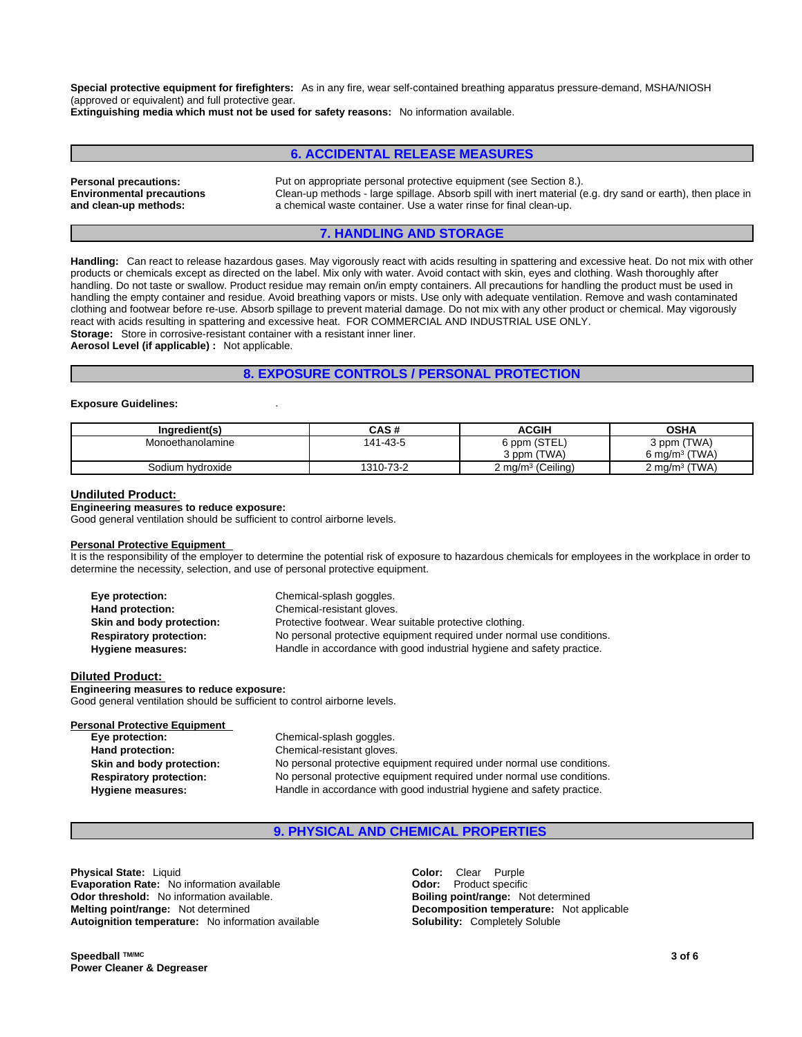**Special protective equipment for firefighters:** As in any fire, wear self-contained breathing apparatus pressure-demand, MSHA/NIOSH (approved or equivalent) and full protective gear.
**Extinguishing media which must not be used for safety reasons:** No information available.

## 6. ACCIDENTAL RELEASE MEASURES

**Personal precautions:** Put on appropriate personal protective equipment (see Section 8.).
**Environmental precautions and clean-up methods:** Clean-up methods - large spillage. Absorb spill with inert material (e.g. dry sand or earth), then place in a chemical waste container. Use a water rinse for final clean-up.

## 7. HANDLING AND STORAGE

**Handling:** Can react to release hazardous gases. May vigorously react with acids resulting in spattering and excessive heat. Do not mix with other products or chemicals except as directed on the label. Mix only with water. Avoid contact with skin, eyes and clothing. Wash thoroughly after handling. Do not taste or swallow. Product residue may remain on/in empty containers. All precautions for handling the product must be used in handling the empty container and residue. Avoid breathing vapors or mists. Use only with adequate ventilation. Remove and wash contaminated clothing and footwear before re-use. Absorb spillage to prevent material damage. Do not mix with any other product or chemical. May vigorously react with acids resulting in spattering and excessive heat. FOR COMMERCIAL AND INDUSTRIAL USE ONLY.
**Storage:** Store in corrosive-resistant container with a resistant inner liner.
**Aerosol Level (if applicable) :** Not applicable.

## 8. EXPOSURE CONTROLS / PERSONAL PROTECTION

**Exposure Guidelines:** .

| Ingredient(s) | CAS # | ACGIH | OSHA |
|---|---|---|---|
| Monoethanolamine | 141-43-5 | 6 ppm (STEL)<br>3 ppm (TWA) | 3 ppm (TWA)<br>6 mg/m³ (TWA) |
| Sodium hydroxide | 1310-73-2 | 2 mg/m³ (Ceiling) | 2 mg/m³ (TWA) |

### Undiluted Product:

**Engineering measures to reduce exposure:**
Good general ventilation should be sufficient to control airborne levels.

**Personal Protective Equipment**
It is the responsibility of the employer to determine the potential risk of exposure to hazardous chemicals for employees in the workplace in order to determine the necessity, selection, and use of personal protective equipment.

**Eye protection:** Chemical-splash goggles.
**Hand protection:** Chemical-resistant gloves.
**Skin and body protection:** Protective footwear. Wear suitable protective clothing.
**Respiratory protection:** No personal protective equipment required under normal use conditions.
**Hygiene measures:** Handle in accordance with good industrial hygiene and safety practice.

### Diluted Product:

**Engineering measures to reduce exposure:**
Good general ventilation should be sufficient to control airborne levels.

**Personal Protective Equipment**
**Eye protection:** Chemical-splash goggles.
**Hand protection:** Chemical-resistant gloves.
**Skin and body protection:** No personal protective equipment required under normal use conditions.
**Respiratory protection:** No personal protective equipment required under normal use conditions.
**Hygiene measures:** Handle in accordance with good industrial hygiene and safety practice.

## 9. PHYSICAL AND CHEMICAL PROPERTIES

**Physical State:** Liquid
**Evaporation Rate:** No information available
**Odor threshold:** No information available.
**Melting point/range:** Not determined
**Autoignition temperature:** No information available
**Color:** Clear Purple
**Odor:** Product specific
**Boiling point/range:** Not determined
**Decomposition temperature:** Not applicable
**Solubility:** Completely Soluble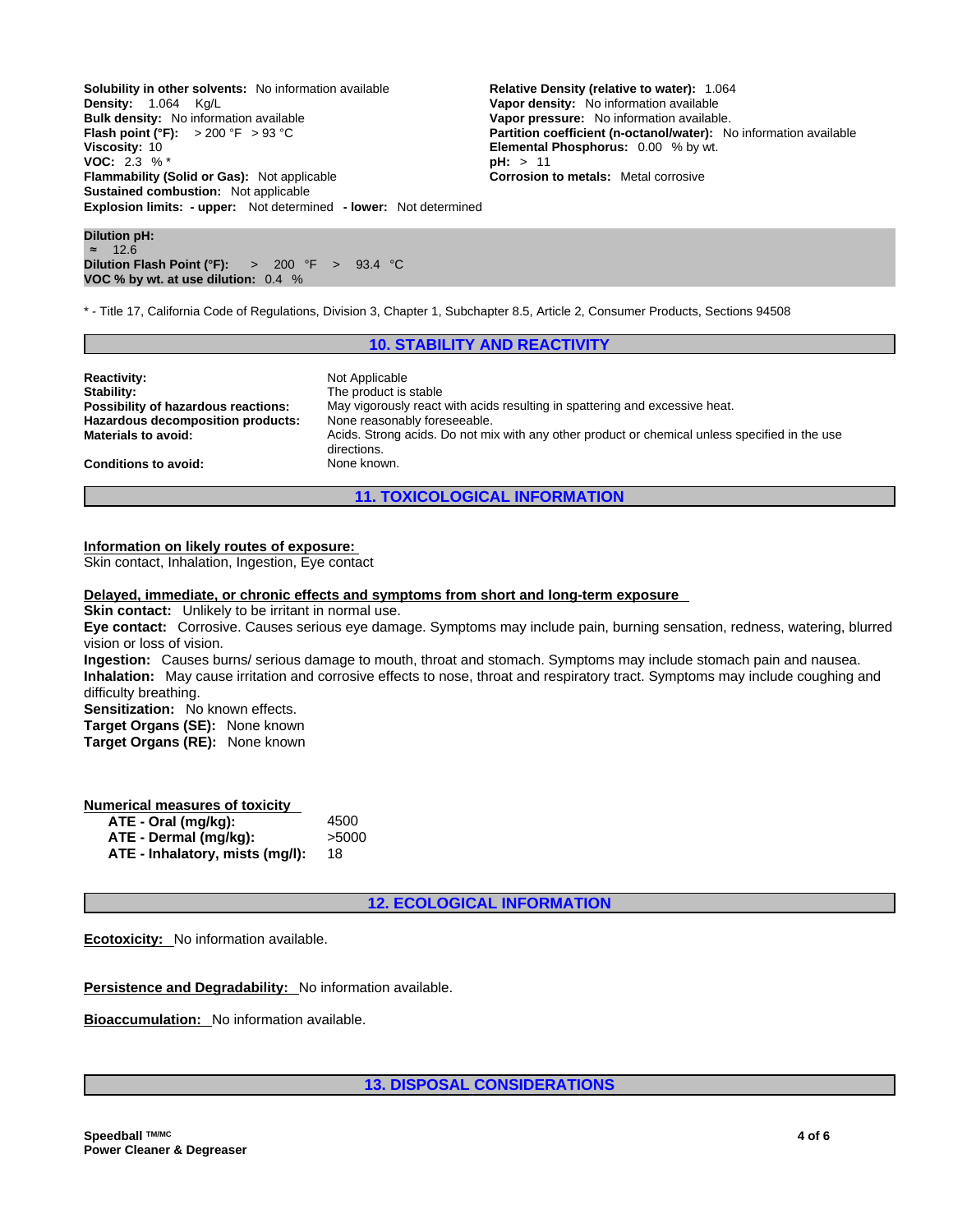**Solubility in other solvents:** No information available
**Density:** 1.064 Kg/L
**Bulk density:** No information available
**Flash point (°F):** > 200 °F > 93 °C
**Viscosity:** 10
**VOC:** 2.3 % *
**Flammability (Solid or Gas):** Not applicable
**Sustained combustion:** Not applicable
**Explosion limits: - upper:** Not determined **- lower:** Not determined

**Relative Density (relative to water):** 1.064
**Vapor density:** No information available
**Vapor pressure:** No information available.
**Partition coefficient (n-octanol/water):** No information available
**Elemental Phosphorus:** 0.00 % by wt.
**pH:** > 11
**Corrosion to metals:** Metal corrosive

**Dilution pH:**
≈ 12.6
**Dilution Flash Point (°F):** > 200 °F > 93.4 °C
**VOC % by wt. at use dilution:** 0.4 %

* - Title 17, California Code of Regulations, Division 3, Chapter 1, Subchapter 8.5, Article 2, Consumer Products, Sections 94508

## 10. STABILITY AND REACTIVITY

**Reactivity:** Not Applicable
**Stability:** The product is stable
**Possibility of hazardous reactions:** May vigorously react with acids resulting in spattering and excessive heat.
**Hazardous decomposition products:** None reasonably foreseeable.
**Materials to avoid:** Acids. Strong acids. Do not mix with any other product or chemical unless specified in the use directions.
**Conditions to avoid:** None known.

## 11. TOXICOLOGICAL INFORMATION

**Information on likely routes of exposure:**
Skin contact, Inhalation, Ingestion, Eye contact

**Delayed, immediate, or chronic effects and symptoms from short and long-term exposure**
**Skin contact:** Unlikely to be irritant in normal use.
**Eye contact:** Corrosive. Causes serious eye damage. Symptoms may include pain, burning sensation, redness, watering, blurred vision or loss of vision.
**Ingestion:** Causes burns/ serious damage to mouth, throat and stomach. Symptoms may include stomach pain and nausea.
**Inhalation:** May cause irritation and corrosive effects to nose, throat and respiratory tract. Symptoms may include coughing and difficulty breathing.
**Sensitization:** No known effects.
**Target Organs (SE):** None known
**Target Organs (RE):** None known

**Numerical measures of toxicity**

| | |
|---|---|
| **ATE - Oral (mg/kg):** | 4500 |
| **ATE - Dermal (mg/kg):** | >5000 |
| **ATE - Inhalatory, mists (mg/l):** | 18 |

## 12. ECOLOGICAL INFORMATION

**Ecotoxicity:** No information available.

**Persistence and Degradability:** No information available.

**Bioaccumulation:** No information available.

## 13. DISPOSAL CONSIDERATIONS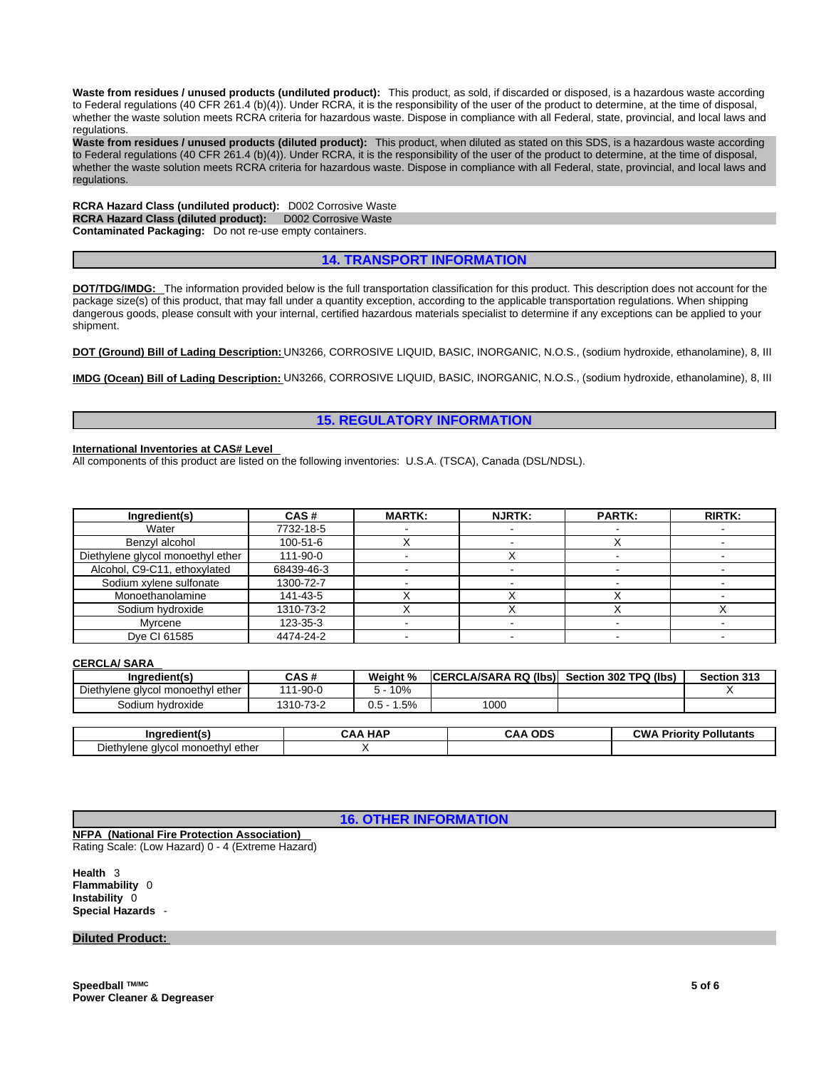**Waste from residues / unused products (undiluted product):** This product, as sold, if discarded or disposed, is a hazardous waste according to Federal regulations (40 CFR 261.4 (b)(4)). Under RCRA, it is the responsibility of the user of the product to determine, at the time of disposal, whether the waste solution meets RCRA criteria for hazardous waste. Dispose in compliance with all Federal, state, provincial, and local laws and regulations.

**Waste from residues / unused products (diluted product):** This product, when diluted as stated on this SDS, is a hazardous waste according to Federal regulations (40 CFR 261.4 (b)(4)). Under RCRA, it is the responsibility of the user of the product to determine, at the time of disposal, whether the waste solution meets RCRA criteria for hazardous waste. Dispose in compliance with all Federal, state, provincial, and local laws and regulations.

**RCRA Hazard Class (undiluted product):** D002 Corrosive Waste
**RCRA Hazard Class (diluted product):** D002 Corrosive Waste
**Contaminated Packaging:** Do not re-use empty containers.

## 14. TRANSPORT INFORMATION

**DOT/TDG/IMDG:** The information provided below is the full transportation classification for this product. This description does not account for the package size(s) of this product, that may fall under a quantity exception, according to the applicable transportation regulations. When shipping dangerous goods, please consult with your internal, certified hazardous materials specialist to determine if any exceptions can be applied to your shipment.

**DOT (Ground) Bill of Lading Description:** UN3266, CORROSIVE LIQUID, BASIC, INORGANIC, N.O.S., (sodium hydroxide, ethanolamine), 8, III

**IMDG (Ocean) Bill of Lading Description:** UN3266, CORROSIVE LIQUID, BASIC, INORGANIC, N.O.S., (sodium hydroxide, ethanolamine), 8, III

## 15. REGULATORY INFORMATION

**International Inventories at CAS# Level**
All components of this product are listed on the following inventories: U.S.A. (TSCA), Canada (DSL/NDSL).

| Ingredient(s) | CAS # | MARTK: | NJRTK: | PARTK: | RIRTK: |
|---|---|---|---|---|---|
| Water | 7732-18-5 | - | - | - | - |
| Benzyl alcohol | 100-51-6 | X | - | X | - |
| Diethylene glycol monoethyl ether | 111-90-0 | - | X | - | - |
| Alcohol, C9-C11, ethoxylated | 68439-46-3 | - | - | - | - |
| Sodium xylene sulfonate | 1300-72-7 | - | - | - | - |
| Monoethanolamine | 141-43-5 | X | X | X | - |
| Sodium hydroxide | 1310-73-2 | X | X | X | X |
| Myrcene | 123-35-3 | - | - | - | - |
| Dye CI 61585 | 4474-24-2 | - | - | - | - |

**CERCLA/ SARA**

| Ingredient(s) | CAS # | Weight % | CERCLA/SARA RQ (lbs) | Section 302 TPQ (lbs) | Section 313 |
|---|---|---|---|---|---|
| Diethylene glycol monoethyl ether | 111-90-0 | 5 - 10% | | | X |
| Sodium hydroxide | 1310-73-2 | 0.5 - 1.5% | 1000 | | |

| Ingredient(s) | CAA HAP | CAA ODS | CWA Priority Pollutants |
|---|---|---|---|
| Diethylene glycol monoethyl ether | X | | |

## 16. OTHER INFORMATION

**NFPA (National Fire Protection Association)**
Rating Scale: (Low Hazard) 0 - 4 (Extreme Hazard)

**Health** 3
**Flammability** 0
**Instability** 0
**Special Hazards** -

**Diluted Product:**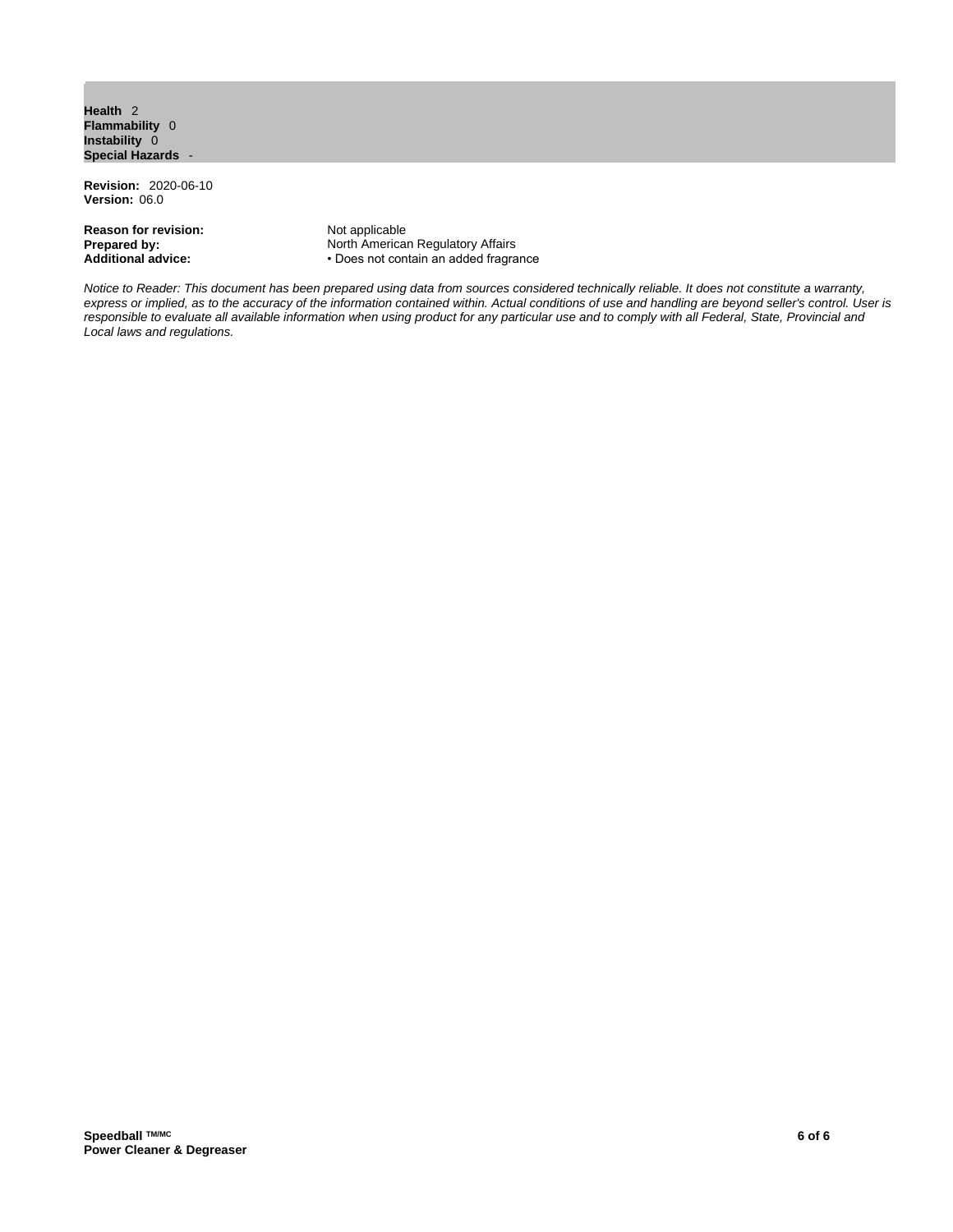**Health** 2
**Flammability** 0
**Instability** 0
**Special Hazards** -

**Revision:** 2020-06-10
**Version:** 06.0

**Reason for revision:** Not applicable
**Prepared by:** North American Regulatory Affairs
**Additional advice:** • Does not contain an added fragrance

*Notice to Reader: This document has been prepared using data from sources considered technically reliable. It does not constitute a warranty, express or implied, as to the accuracy of the information contained within. Actual conditions of use and handling are beyond seller's control. User is responsible to evaluate all available information when using product for any particular use and to comply with all Federal, State, Provincial and Local laws and regulations.*